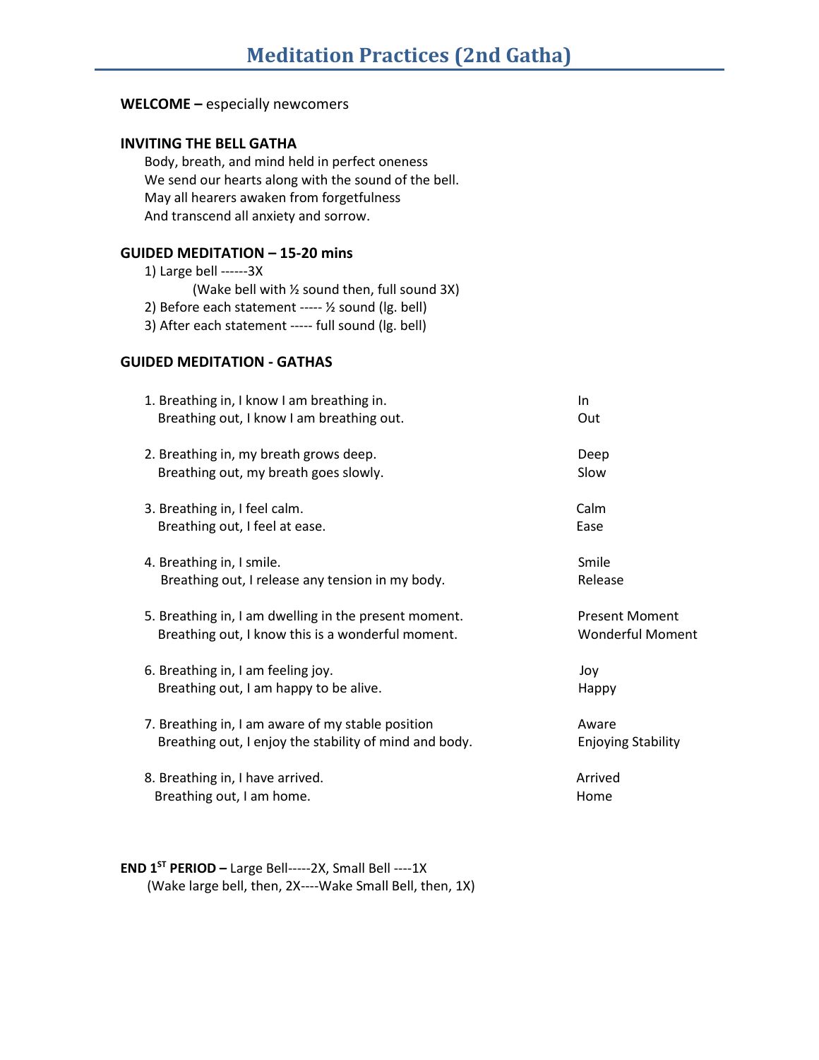# Meditation Practices (2nd Gatha)

**WELCOME –** especially newcomers

**INVITING THE BELL GATHA**

Body, breath, and mind held in perfect oneness
We send our hearts along with the sound of the bell.
May all hearers awaken from forgetfulness
And transcend all anxiety and sorrow.

**GUIDED MEDITATION – 15-20 mins**

1) Large bell ------3X
   (Wake bell with ½ sound then, full sound 3X)
2) Before each statement ----- ½ sound (lg. bell)
3) After each statement ----- full sound (lg. bell)

**GUIDED MEDITATION - GATHAS**

| | |
|---|---|
| 1. Breathing in, I know I am breathing in.<br>Breathing out, I know I am breathing out. | In<br>Out |
| 2. Breathing in, my breath grows deep.<br>Breathing out, my breath goes slowly. | Deep<br>Slow |
| 3. Breathing in, I feel calm.<br>Breathing out, I feel at ease. | Calm<br>Ease |
| 4. Breathing in, I smile.<br>Breathing out, I release any tension in my body. | Smile<br>Release |
| 5. Breathing in, I am dwelling in the present moment.<br>Breathing out, I know this is a wonderful moment. | Present Moment<br>Wonderful Moment |
| 6. Breathing in, I am feeling joy.<br>Breathing out, I am happy to be alive. | Joy<br>Happy |
| 7. Breathing in, I am aware of my stable position<br>Breathing out, I enjoy the stability of mind and body. | Aware<br>Enjoying Stability |
| 8. Breathing in, I have arrived.<br>Breathing out, I am home. | Arrived<br>Home |

**END 1ST PERIOD –** Large Bell-----2X, Small Bell ----1X
(Wake large bell, then, 2X----Wake Small Bell, then, 1X)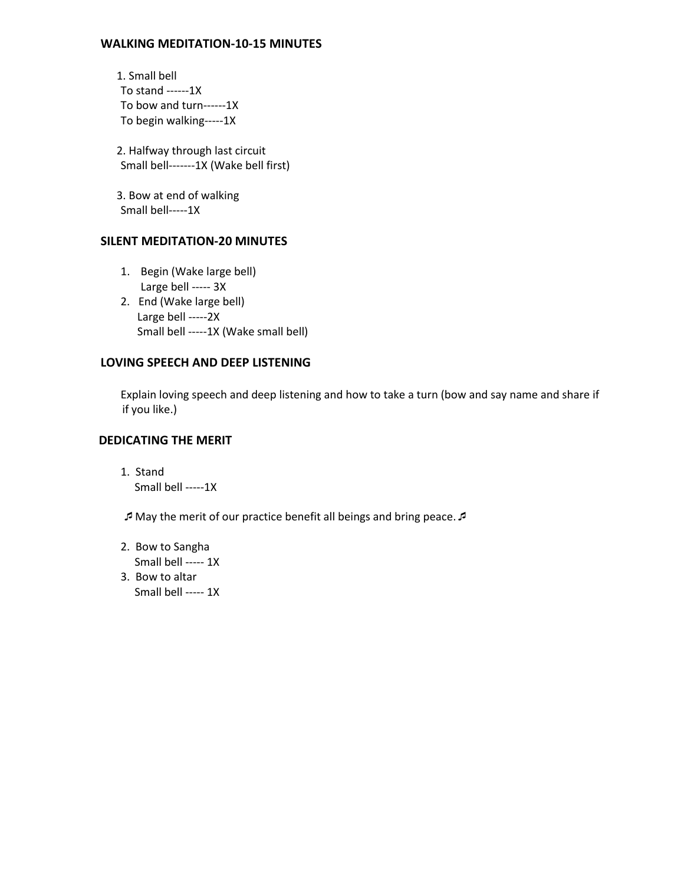## WALKING MEDITATION-10-15 MINUTES

1. Small bell
   To stand ------1X
   To bow and turn------1X
   To begin walking-----1X

2. Halfway through last circuit
   Small bell-------1X (Wake bell first)

3. Bow at end of walking
   Small bell-----1X

## SILENT MEDITATION-20 MINUTES

1. Begin (Wake large bell)
   Large bell ----- 3X
2. End (Wake large bell)
   Large bell -----2X
   Small bell -----1X (Wake small bell)

## LOVING SPEECH AND DEEP LISTENING

Explain loving speech and deep listening and how to take a turn (bow and say name and share if if you like.)

## DEDICATING THE MERIT

1. Stand
   Small bell -----1X

♬ May the merit of our practice benefit all beings and bring peace. ♬

2. Bow to Sangha
   Small bell ----- 1X
3. Bow to altar
   Small bell ----- 1X